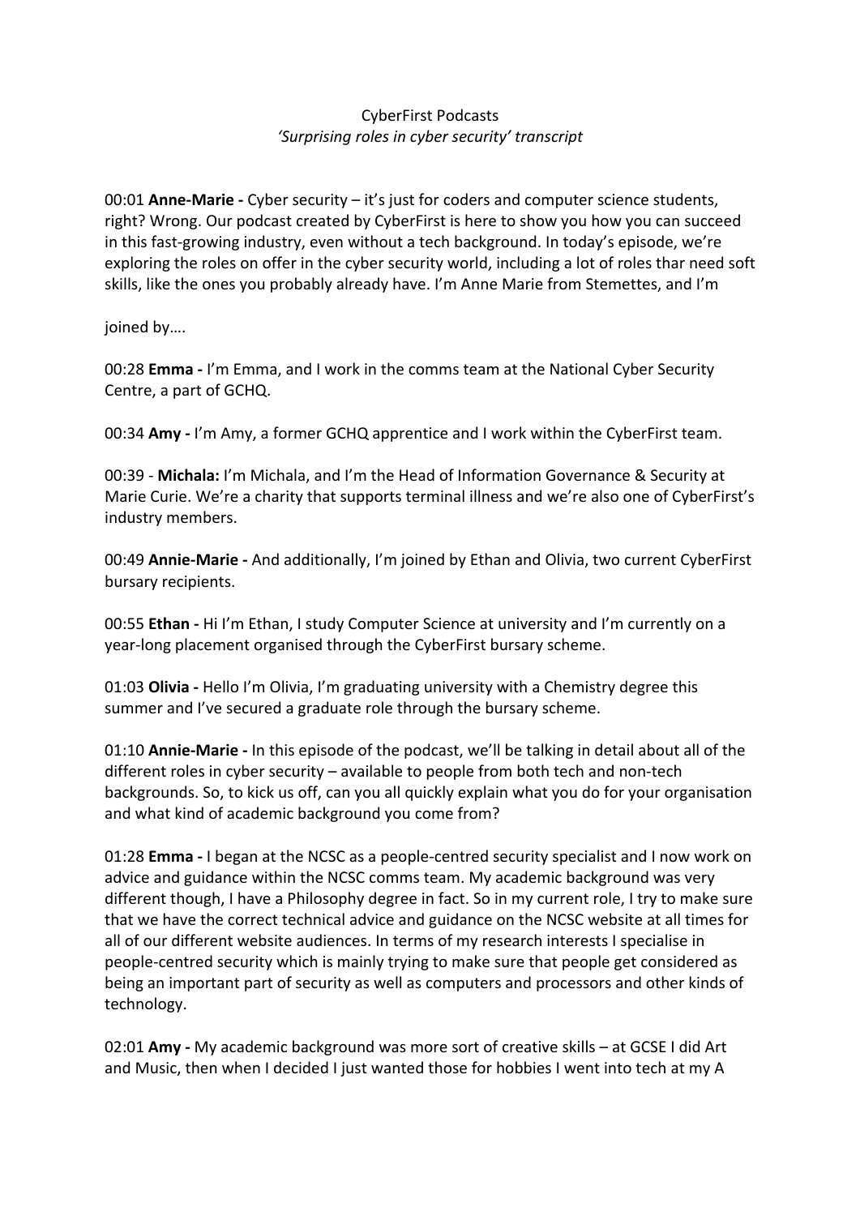CyberFirst Podcasts

*'Surprising roles in cyber security' transcript*

00:01 **Anne-Marie -** Cyber security – it's just for coders and computer science students, right? Wrong. Our podcast created by CyberFirst is here to show you how you can succeed in this fast-growing industry, even without a tech background. In today's episode, we're exploring the roles on offer in the cyber security world, including a lot of roles thar need soft skills, like the ones you probably already have. I'm Anne Marie from Stemettes, and I'm

joined by….

00:28 **Emma -** I'm Emma, and I work in the comms team at the National Cyber Security Centre, a part of GCHQ.

00:34 **Amy -** I'm Amy, a former GCHQ apprentice and I work within the CyberFirst team.

00:39 - **Michala:** I'm Michala, and I'm the Head of Information Governance & Security at Marie Curie. We're a charity that supports terminal illness and we're also one of CyberFirst's industry members.

00:49 **Annie-Marie -** And additionally, I'm joined by Ethan and Olivia, two current CyberFirst bursary recipients.

00:55 **Ethan -** Hi I'm Ethan, I study Computer Science at university and I'm currently on a year-long placement organised through the CyberFirst bursary scheme.

01:03 **Olivia -** Hello I'm Olivia, I'm graduating university with a Chemistry degree this summer and I've secured a graduate role through the bursary scheme.

01:10 **Annie-Marie -** In this episode of the podcast, we'll be talking in detail about all of the different roles in cyber security – available to people from both tech and non-tech backgrounds. So, to kick us off, can you all quickly explain what you do for your organisation and what kind of academic background you come from?

01:28 **Emma -** I began at the NCSC as a people-centred security specialist and I now work on advice and guidance within the NCSC comms team. My academic background was very different though, I have a Philosophy degree in fact. So in my current role, I try to make sure that we have the correct technical advice and guidance on the NCSC website at all times for all of our different website audiences. In terms of my research interests I specialise in people-centred security which is mainly trying to make sure that people get considered as being an important part of security as well as computers and processors and other kinds of technology.

02:01 **Amy -** My academic background was more sort of creative skills – at GCSE I did Art and Music, then when I decided I just wanted those for hobbies I went into tech at my A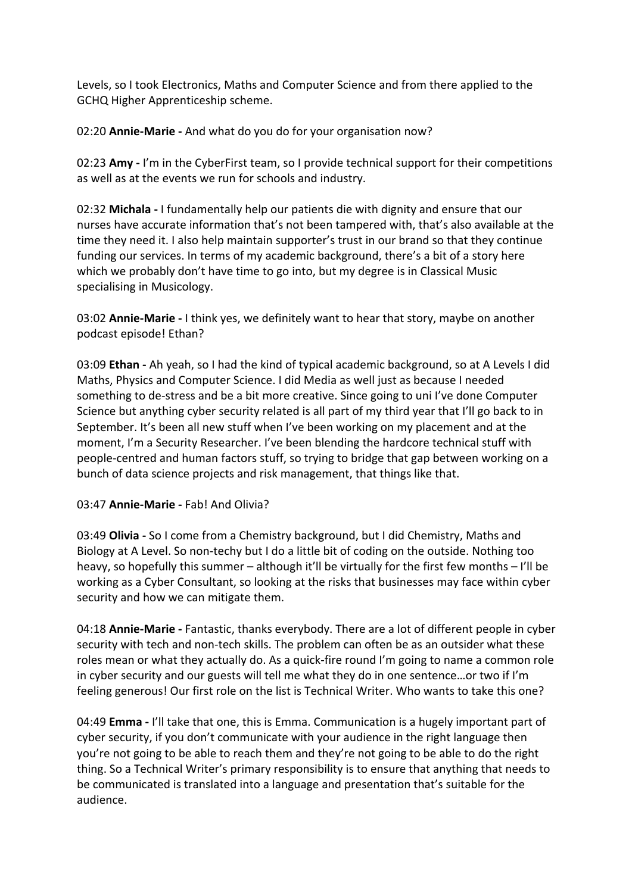Levels, so I took Electronics, Maths and Computer Science and from there applied to the GCHQ Higher Apprenticeship scheme.

02:20 **Annie-Marie -** And what do you do for your organisation now?

02:23 **Amy -** I'm in the CyberFirst team, so I provide technical support for their competitions as well as at the events we run for schools and industry.

02:32 **Michala -** I fundamentally help our patients die with dignity and ensure that our nurses have accurate information that's not been tampered with, that's also available at the time they need it. I also help maintain supporter's trust in our brand so that they continue funding our services. In terms of my academic background, there's a bit of a story here which we probably don't have time to go into, but my degree is in Classical Music specialising in Musicology.

03:02 **Annie-Marie -** I think yes, we definitely want to hear that story, maybe on another podcast episode! Ethan?

03:09 **Ethan -** Ah yeah, so I had the kind of typical academic background, so at A Levels I did Maths, Physics and Computer Science. I did Media as well just as because I needed something to de-stress and be a bit more creative. Since going to uni I've done Computer Science but anything cyber security related is all part of my third year that I'll go back to in September. It's been all new stuff when I've been working on my placement and at the moment, I'm a Security Researcher. I've been blending the hardcore technical stuff with people-centred and human factors stuff, so trying to bridge that gap between working on a bunch of data science projects and risk management, that things like that.

03:47 **Annie-Marie -** Fab! And Olivia?

03:49 **Olivia -** So I come from a Chemistry background, but I did Chemistry, Maths and Biology at A Level. So non-techy but I do a little bit of coding on the outside. Nothing too heavy, so hopefully this summer – although it'll be virtually for the first few months – I'll be working as a Cyber Consultant, so looking at the risks that businesses may face within cyber security and how we can mitigate them.

04:18 **Annie-Marie -** Fantastic, thanks everybody. There are a lot of different people in cyber security with tech and non-tech skills. The problem can often be as an outsider what these roles mean or what they actually do. As a quick-fire round I'm going to name a common role in cyber security and our guests will tell me what they do in one sentence…or two if I'm feeling generous! Our first role on the list is Technical Writer. Who wants to take this one?

04:49 **Emma -** I'll take that one, this is Emma. Communication is a hugely important part of cyber security, if you don't communicate with your audience in the right language then you're not going to be able to reach them and they're not going to be able to do the right thing. So a Technical Writer's primary responsibility is to ensure that anything that needs to be communicated is translated into a language and presentation that's suitable for the audience.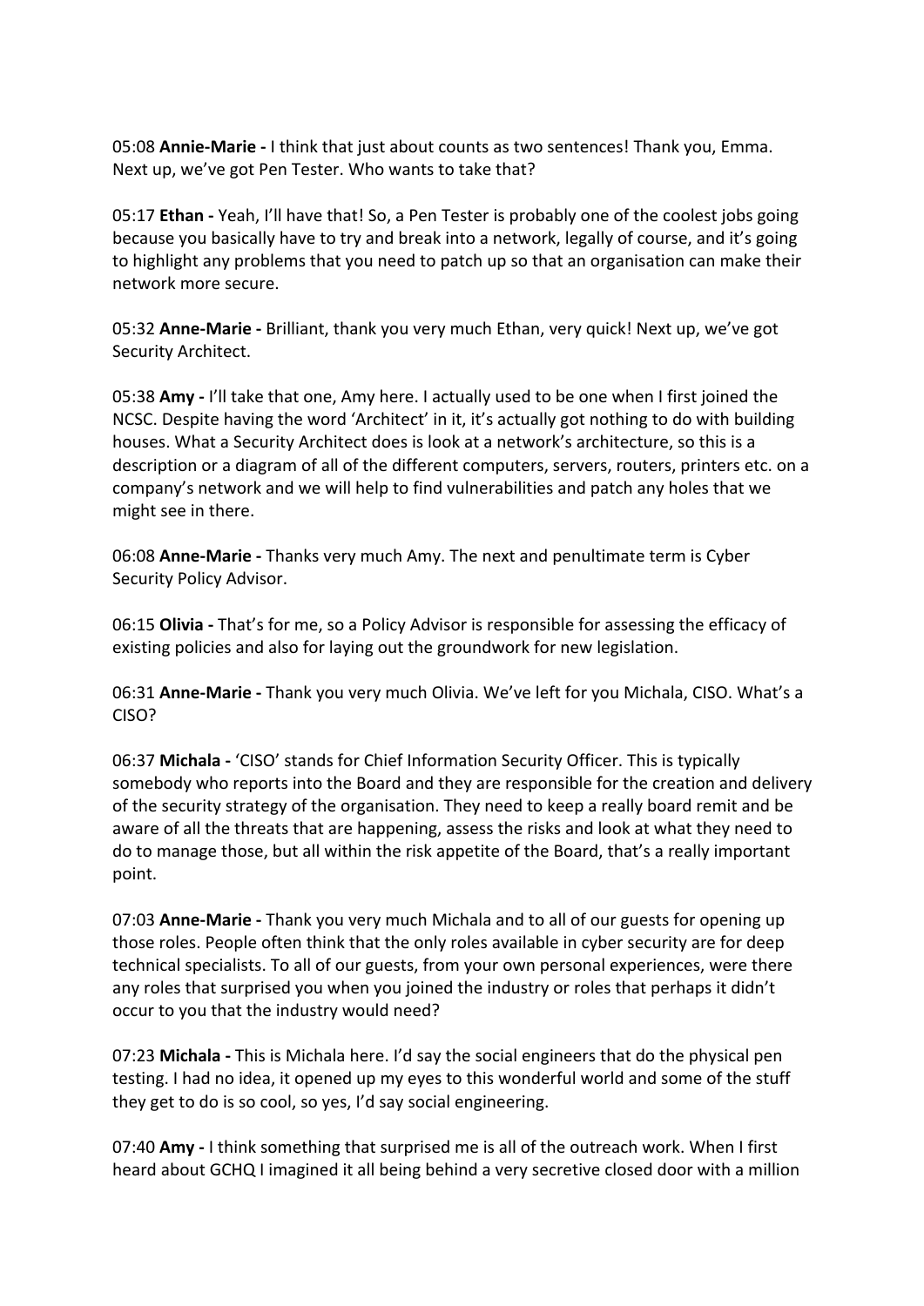05:08 **Annie-Marie -** I think that just about counts as two sentences! Thank you, Emma. Next up, we've got Pen Tester. Who wants to take that?

05:17 **Ethan -** Yeah, I'll have that! So, a Pen Tester is probably one of the coolest jobs going because you basically have to try and break into a network, legally of course, and it's going to highlight any problems that you need to patch up so that an organisation can make their network more secure.

05:32 **Anne-Marie -** Brilliant, thank you very much Ethan, very quick! Next up, we've got Security Architect.

05:38 **Amy -** I'll take that one, Amy here. I actually used to be one when I first joined the NCSC. Despite having the word 'Architect' in it, it's actually got nothing to do with building houses. What a Security Architect does is look at a network's architecture, so this is a description or a diagram of all of the different computers, servers, routers, printers etc. on a company's network and we will help to find vulnerabilities and patch any holes that we might see in there.

06:08 **Anne-Marie -** Thanks very much Amy. The next and penultimate term is Cyber Security Policy Advisor.

06:15 **Olivia -** That's for me, so a Policy Advisor is responsible for assessing the efficacy of existing policies and also for laying out the groundwork for new legislation.

06:31 **Anne-Marie -** Thank you very much Olivia. We've left for you Michala, CISO. What's a CISO?

06:37 **Michala -** 'CISO' stands for Chief Information Security Officer. This is typically somebody who reports into the Board and they are responsible for the creation and delivery of the security strategy of the organisation. They need to keep a really board remit and be aware of all the threats that are happening, assess the risks and look at what they need to do to manage those, but all within the risk appetite of the Board, that's a really important point.

07:03 **Anne-Marie -** Thank you very much Michala and to all of our guests for opening up those roles. People often think that the only roles available in cyber security are for deep technical specialists. To all of our guests, from your own personal experiences, were there any roles that surprised you when you joined the industry or roles that perhaps it didn't occur to you that the industry would need?

07:23 **Michala -** This is Michala here. I'd say the social engineers that do the physical pen testing. I had no idea, it opened up my eyes to this wonderful world and some of the stuff they get to do is so cool, so yes, I'd say social engineering.

07:40 **Amy -** I think something that surprised me is all of the outreach work. When I first heard about GCHQ I imagined it all being behind a very secretive closed door with a million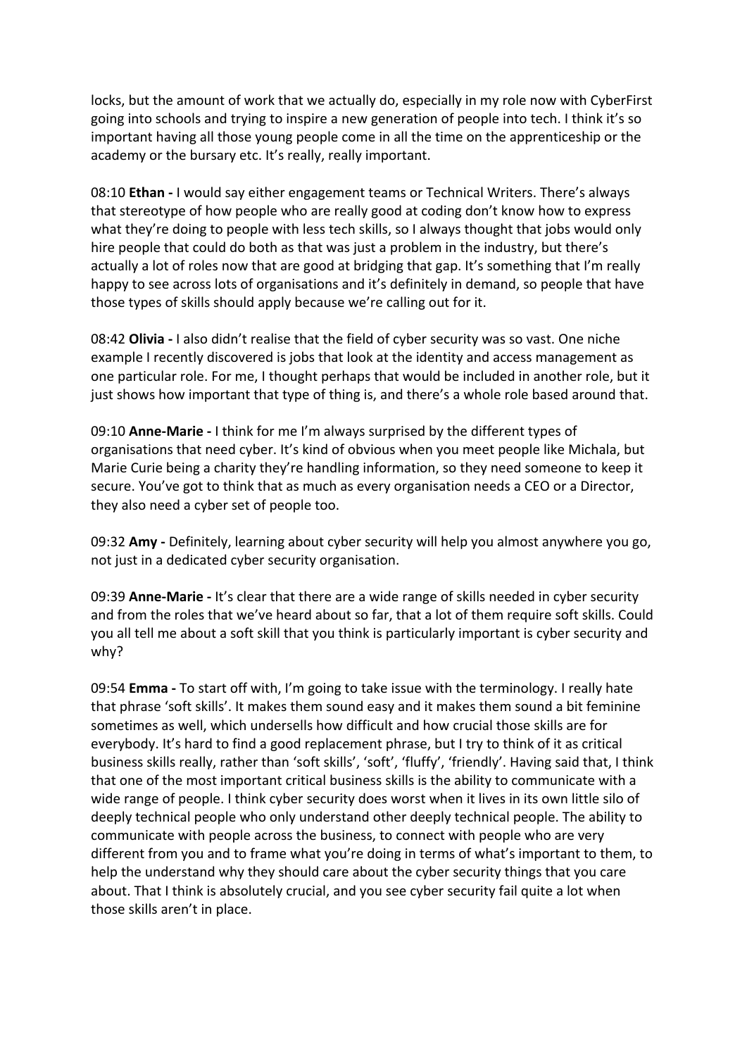locks, but the amount of work that we actually do, especially in my role now with CyberFirst going into schools and trying to inspire a new generation of people into tech. I think it's so important having all those young people come in all the time on the apprenticeship or the academy or the bursary etc. It's really, really important.

08:10 **Ethan -** I would say either engagement teams or Technical Writers. There's always that stereotype of how people who are really good at coding don't know how to express what they're doing to people with less tech skills, so I always thought that jobs would only hire people that could do both as that was just a problem in the industry, but there's actually a lot of roles now that are good at bridging that gap. It's something that I'm really happy to see across lots of organisations and it's definitely in demand, so people that have those types of skills should apply because we're calling out for it.

08:42 **Olivia -** I also didn't realise that the field of cyber security was so vast. One niche example I recently discovered is jobs that look at the identity and access management as one particular role. For me, I thought perhaps that would be included in another role, but it just shows how important that type of thing is, and there's a whole role based around that.

09:10 **Anne-Marie -** I think for me I'm always surprised by the different types of organisations that need cyber. It's kind of obvious when you meet people like Michala, but Marie Curie being a charity they're handling information, so they need someone to keep it secure. You've got to think that as much as every organisation needs a CEO or a Director, they also need a cyber set of people too.

09:32 **Amy -** Definitely, learning about cyber security will help you almost anywhere you go, not just in a dedicated cyber security organisation.

09:39 **Anne-Marie -** It's clear that there are a wide range of skills needed in cyber security and from the roles that we've heard about so far, that a lot of them require soft skills. Could you all tell me about a soft skill that you think is particularly important is cyber security and why?

09:54 **Emma -** To start off with, I'm going to take issue with the terminology. I really hate that phrase 'soft skills'. It makes them sound easy and it makes them sound a bit feminine sometimes as well, which undersells how difficult and how crucial those skills are for everybody. It's hard to find a good replacement phrase, but I try to think of it as critical business skills really, rather than 'soft skills', 'soft', 'fluffy', 'friendly'. Having said that, I think that one of the most important critical business skills is the ability to communicate with a wide range of people. I think cyber security does worst when it lives in its own little silo of deeply technical people who only understand other deeply technical people. The ability to communicate with people across the business, to connect with people who are very different from you and to frame what you're doing in terms of what's important to them, to help the understand why they should care about the cyber security things that you care about. That I think is absolutely crucial, and you see cyber security fail quite a lot when those skills aren't in place.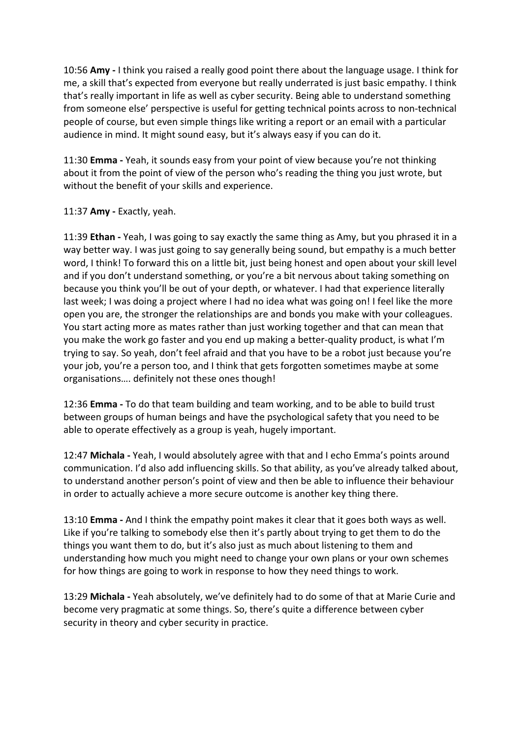10:56 **Amy -** I think you raised a really good point there about the language usage. I think for me, a skill that's expected from everyone but really underrated is just basic empathy. I think that's really important in life as well as cyber security. Being able to understand something from someone else' perspective is useful for getting technical points across to non-technical people of course, but even simple things like writing a report or an email with a particular audience in mind. It might sound easy, but it's always easy if you can do it.

11:30 **Emma -** Yeah, it sounds easy from your point of view because you're not thinking about it from the point of view of the person who's reading the thing you just wrote, but without the benefit of your skills and experience.

11:37 **Amy -** Exactly, yeah.

11:39 **Ethan -** Yeah, I was going to say exactly the same thing as Amy, but you phrased it in a way better way. I was just going to say generally being sound, but empathy is a much better word, I think! To forward this on a little bit, just being honest and open about your skill level and if you don't understand something, or you're a bit nervous about taking something on because you think you'll be out of your depth, or whatever. I had that experience literally last week; I was doing a project where I had no idea what was going on! I feel like the more open you are, the stronger the relationships are and bonds you make with your colleagues. You start acting more as mates rather than just working together and that can mean that you make the work go faster and you end up making a better-quality product, is what I'm trying to say. So yeah, don't feel afraid and that you have to be a robot just because you're your job, you're a person too, and I think that gets forgotten sometimes maybe at some organisations…. definitely not these ones though!

12:36 **Emma -** To do that team building and team working, and to be able to build trust between groups of human beings and have the psychological safety that you need to be able to operate effectively as a group is yeah, hugely important.

12:47 **Michala -** Yeah, I would absolutely agree with that and I echo Emma's points around communication. I'd also add influencing skills. So that ability, as you've already talked about, to understand another person's point of view and then be able to influence their behaviour in order to actually achieve a more secure outcome is another key thing there.

13:10 **Emma -** And I think the empathy point makes it clear that it goes both ways as well. Like if you're talking to somebody else then it's partly about trying to get them to do the things you want them to do, but it's also just as much about listening to them and understanding how much you might need to change your own plans or your own schemes for how things are going to work in response to how they need things to work.

13:29 **Michala -** Yeah absolutely, we've definitely had to do some of that at Marie Curie and become very pragmatic at some things. So, there's quite a difference between cyber security in theory and cyber security in practice.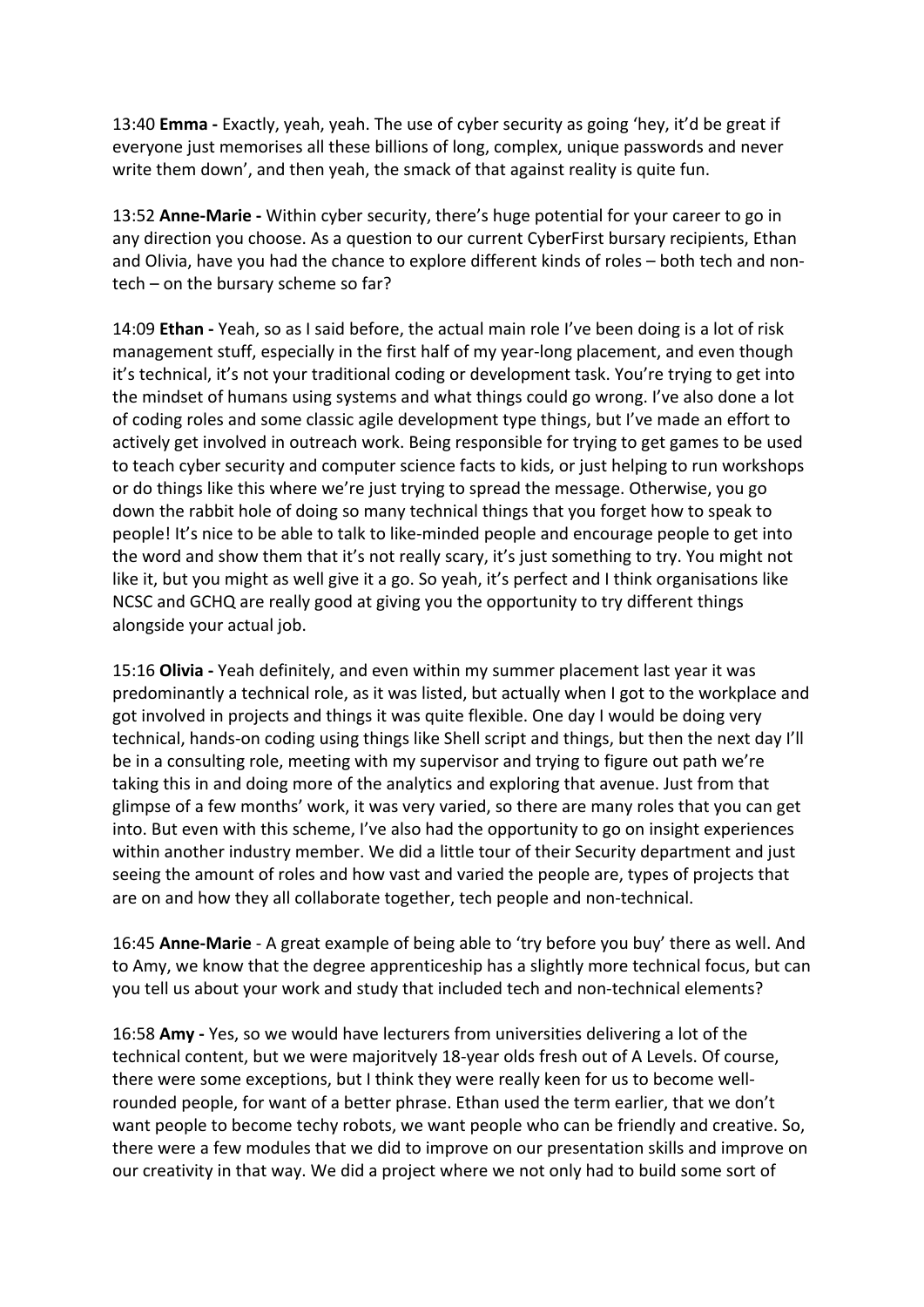13:40 **Emma -** Exactly, yeah, yeah. The use of cyber security as going 'hey, it'd be great if everyone just memorises all these billions of long, complex, unique passwords and never write them down', and then yeah, the smack of that against reality is quite fun.

13:52 **Anne-Marie -** Within cyber security, there's huge potential for your career to go in any direction you choose. As a question to our current CyberFirst bursary recipients, Ethan and Olivia, have you had the chance to explore different kinds of roles – both tech and non-tech – on the bursary scheme so far?

14:09 **Ethan -** Yeah, so as I said before, the actual main role I've been doing is a lot of risk management stuff, especially in the first half of my year-long placement, and even though it's technical, it's not your traditional coding or development task. You're trying to get into the mindset of humans using systems and what things could go wrong. I've also done a lot of coding roles and some classic agile development type things, but I've made an effort to actively get involved in outreach work. Being responsible for trying to get games to be used to teach cyber security and computer science facts to kids, or just helping to run workshops or do things like this where we're just trying to spread the message. Otherwise, you go down the rabbit hole of doing so many technical things that you forget how to speak to people! It's nice to be able to talk to like-minded people and encourage people to get into the word and show them that it's not really scary, it's just something to try. You might not like it, but you might as well give it a go. So yeah, it's perfect and I think organisations like NCSC and GCHQ are really good at giving you the opportunity to try different things alongside your actual job.

15:16 **Olivia -** Yeah definitely, and even within my summer placement last year it was predominantly a technical role, as it was listed, but actually when I got to the workplace and got involved in projects and things it was quite flexible. One day I would be doing very technical, hands-on coding using things like Shell script and things, but then the next day I'll be in a consulting role, meeting with my supervisor and trying to figure out path we're taking this in and doing more of the analytics and exploring that avenue. Just from that glimpse of a few months' work, it was very varied, so there are many roles that you can get into. But even with this scheme, I've also had the opportunity to go on insight experiences within another industry member. We did a little tour of their Security department and just seeing the amount of roles and how vast and varied the people are, types of projects that are on and how they all collaborate together, tech people and non-technical.

16:45 **Anne-Marie** - A great example of being able to 'try before you buy' there as well. And to Amy, we know that the degree apprenticeship has a slightly more technical focus, but can you tell us about your work and study that included tech and non-technical elements?

16:58 **Amy -** Yes, so we would have lecturers from universities delivering a lot of the technical content, but we were majoritvely 18-year olds fresh out of A Levels. Of course, there were some exceptions, but I think they were really keen for us to become well-rounded people, for want of a better phrase. Ethan used the term earlier, that we don't want people to become techy robots, we want people who can be friendly and creative. So, there were a few modules that we did to improve on our presentation skills and improve on our creativity in that way. We did a project where we not only had to build some sort of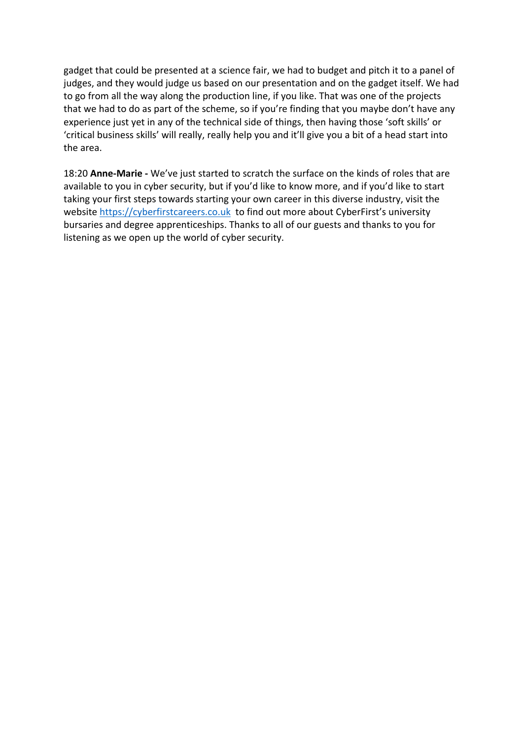gadget that could be presented at a science fair, we had to budget and pitch it to a panel of judges, and they would judge us based on our presentation and on the gadget itself. We had to go from all the way along the production line, if you like. That was one of the projects that we had to do as part of the scheme, so if you're finding that you maybe don't have any experience just yet in any of the technical side of things, then having those 'soft skills' or 'critical business skills' will really, really help you and it'll give you a bit of a head start into the area.

18:20 **Anne-Marie -** We've just started to scratch the surface on the kinds of roles that are available to you in cyber security, but if you'd like to know more, and if you'd like to start taking your first steps towards starting your own career in this diverse industry, visit the website https://cyberfirstcareers.co.uk to find out more about CyberFirst's university bursaries and degree apprenticeships. Thanks to all of our guests and thanks to you for listening as we open up the world of cyber security.